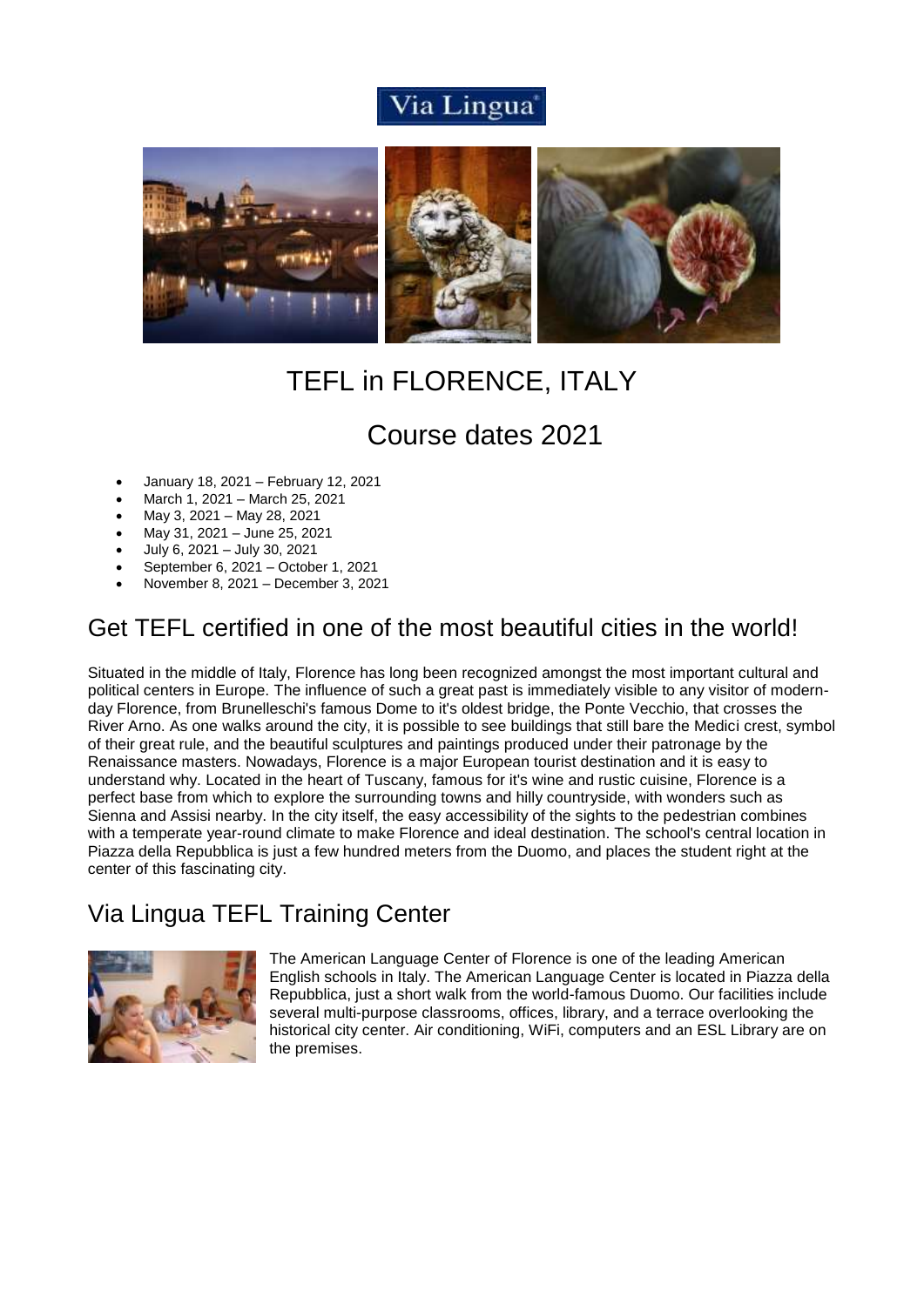Via Lingua

# TEFL in FLORENCE, ITALY

## Course dates 2021

- January 18, 2021 – February 12, 2021
- March 1, 2021 – March 25, 2021
- May 3, 2021 – May 28, 2021
- May 31, 2021 – June 25, 2021
- July 6, 2021 – July 30, 2021
- September 6, 2021 – October 1, 2021
- November 8, 2021 – December 3, 2021

## Get TEFL certified in one of the most beautiful cities in the world!

Situated in the middle of Italy, Florence has long been recognized amongst the most important cultural and political centers in Europe. The influence of such a great past is immediately visible to any visitor of modern-day Florence, from Brunelleschi's famous Dome to it's oldest bridge, the Ponte Vecchio, that crosses the River Arno. As one walks around the city, it is possible to see buildings that still bare the Medici crest, symbol of their great rule, and the beautiful sculptures and paintings produced under their patronage by the Renaissance masters. Nowadays, Florence is a major European tourist destination and it is easy to understand why. Located in the heart of Tuscany, famous for it's wine and rustic cuisine, Florence is a perfect base from which to explore the surrounding towns and hilly countryside, with wonders such as Sienna and Assisi nearby. In the city itself, the easy accessibility of the sights to the pedestrian combines with a temperate year-round climate to make Florence and ideal destination. The school's central location in Piazza della Repubblica is just a few hundred meters from the Duomo, and places the student right at the center of this fascinating city.

## Via Lingua TEFL Training Center

The American Language Center of Florence is one of the leading American English schools in Italy. The American Language Center is located in Piazza della Repubblica, just a short walk from the world-famous Duomo. Our facilities include several multi-purpose classrooms, offices, library, and a terrace overlooking the historical city center. Air conditioning, WiFi, computers and an ESL Library are on the premises.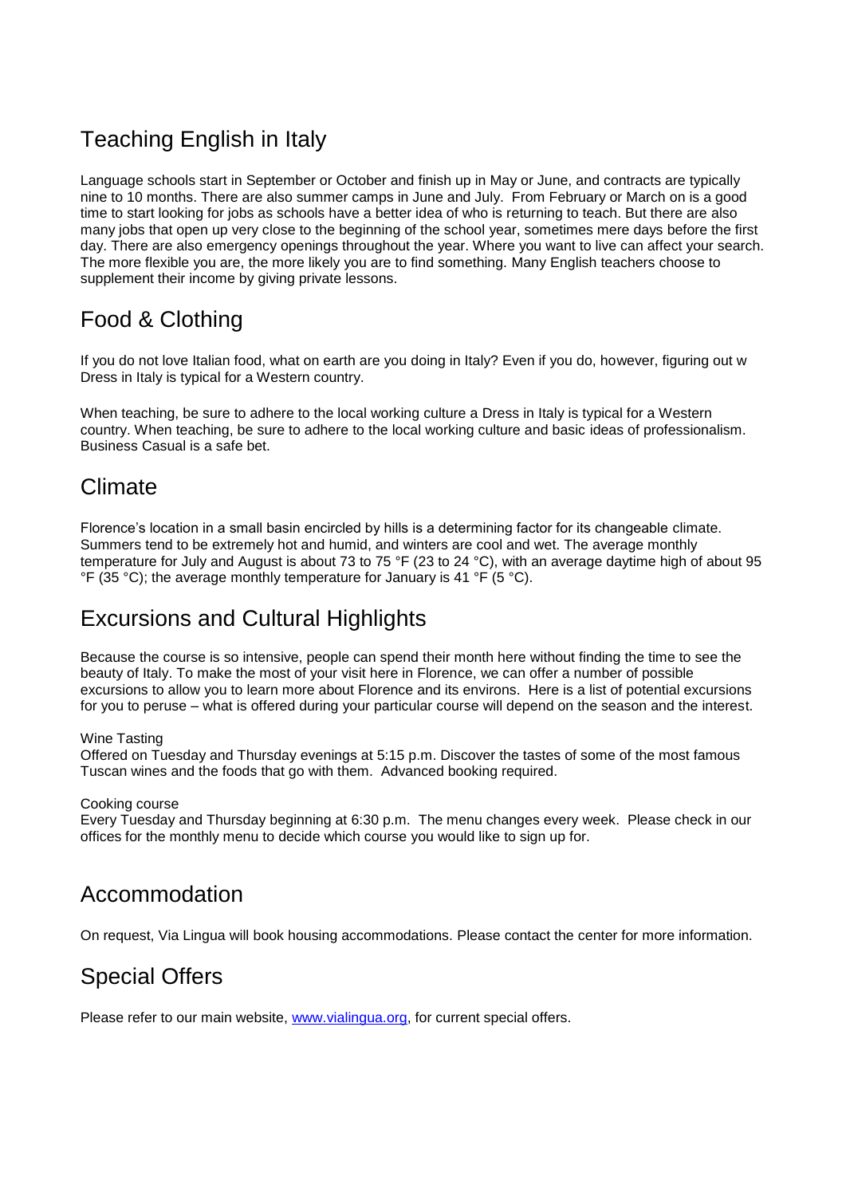## Teaching English in Italy

Language schools start in September or October and finish up in May or June, and contracts are typically nine to 10 months. There are also summer camps in June and July. From February or March on is a good time to start looking for jobs as schools have a better idea of who is returning to teach. But there are also many jobs that open up very close to the beginning of the school year, sometimes mere days before the first day. There are also emergency openings throughout the year. Where you want to live can affect your search. The more flexible you are, the more likely you are to find something. Many English teachers choose to supplement their income by giving private lessons.

## Food & Clothing

If you do not love Italian food, what on earth are you doing in Italy? Even if you do, however, figuring out w Dress in Italy is typical for a Western country.

When teaching, be sure to adhere to the local working culture a Dress in Italy is typical for a Western country. When teaching, be sure to adhere to the local working culture and basic ideas of professionalism. Business Casual is a safe bet.

## Climate

Florence's location in a small basin encircled by hills is a determining factor for its changeable climate. Summers tend to be extremely hot and humid, and winters are cool and wet. The average monthly temperature for July and August is about 73 to 75 °F (23 to 24 °C), with an average daytime high of about 95 °F (35 °C); the average monthly temperature for January is 41 °F (5 °C).

## Excursions and Cultural Highlights

Because the course is so intensive, people can spend their month here without finding the time to see the beauty of Italy. To make the most of your visit here in Florence, we can offer a number of possible excursions to allow you to learn more about Florence and its environs. Here is a list of potential excursions for you to peruse – what is offered during your particular course will depend on the season and the interest.

Wine Tasting
Offered on Tuesday and Thursday evenings at 5:15 p.m. Discover the tastes of some of the most famous Tuscan wines and the foods that go with them. Advanced booking required.

Cooking course
Every Tuesday and Thursday beginning at 6:30 p.m. The menu changes every week. Please check in our offices for the monthly menu to decide which course you would like to sign up for.

## Accommodation

On request, Via Lingua will book housing accommodations. Please contact the center for more information.

## Special Offers

Please refer to our main website, [www.vialingua.org](http://www.vialingua.org), for current special offers.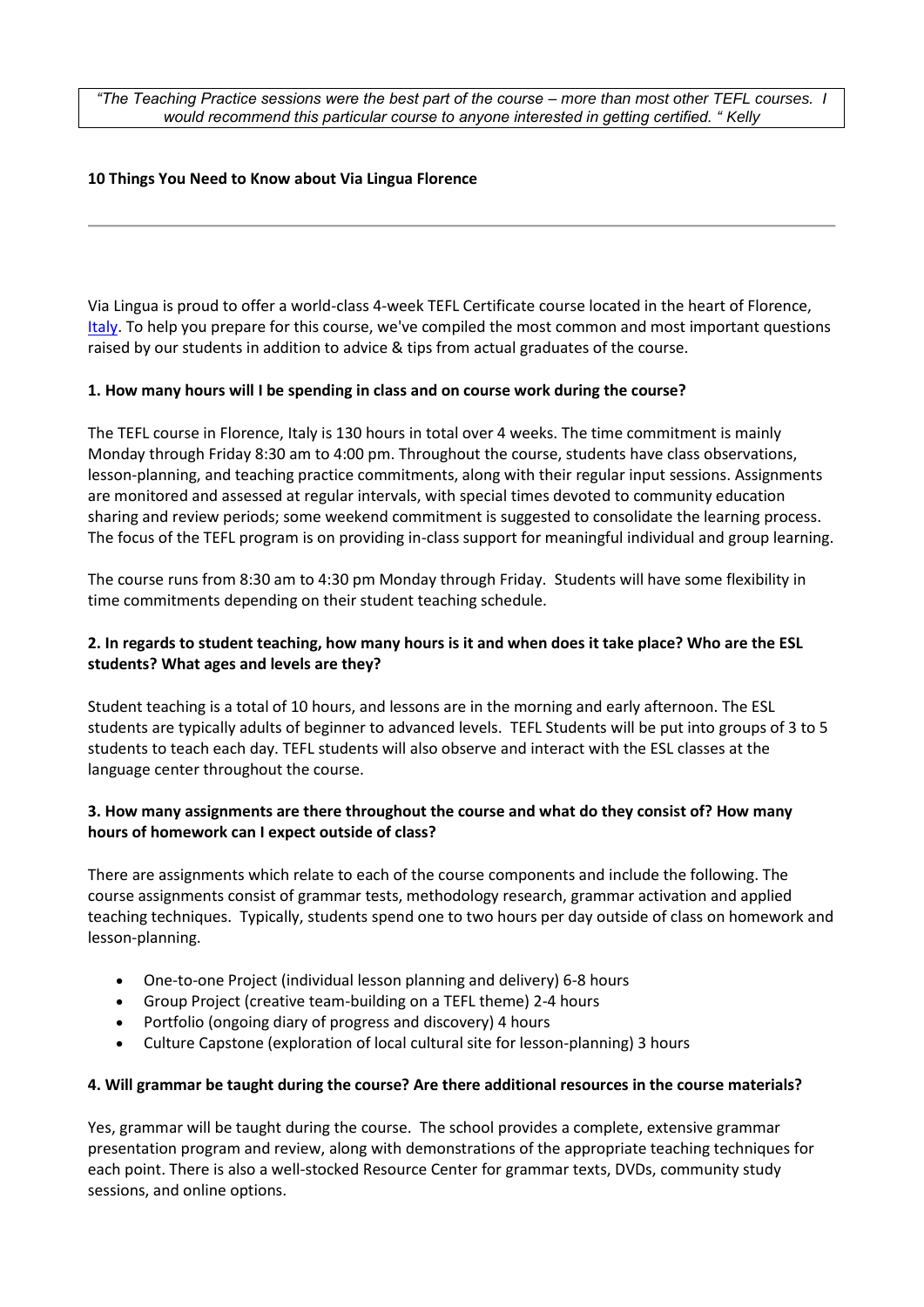> *"The Teaching Practice sessions were the best part of the course – more than most other TEFL courses. I would recommend this particular course to anyone interested in getting certified. " Kelly*

**10 Things You Need to Know about Via Lingua Florence**

---

Via Lingua is proud to offer a world-class 4-week TEFL Certificate course located in the heart of Florence, [Italy](). To help you prepare for this course, we've compiled the most common and most important questions raised by our students in addition to advice & tips from actual graduates of the course.

**1. How many hours will I be spending in class and on course work during the course?**

The TEFL course in Florence, Italy is 130 hours in total over 4 weeks. The time commitment is mainly Monday through Friday 8:30 am to 4:00 pm. Throughout the course, students have class observations, lesson-planning, and teaching practice commitments, along with their regular input sessions. Assignments are monitored and assessed at regular intervals, with special times devoted to community education sharing and review periods; some weekend commitment is suggested to consolidate the learning process. The focus of the TEFL program is on providing in-class support for meaningful individual and group learning.

The course runs from 8:30 am to 4:30 pm Monday through Friday. Students will have some flexibility in time commitments depending on their student teaching schedule.

**2. In regards to student teaching, how many hours is it and when does it take place? Who are the ESL students? What ages and levels are they?**

Student teaching is a total of 10 hours, and lessons are in the morning and early afternoon. The ESL students are typically adults of beginner to advanced levels. TEFL Students will be put into groups of 3 to 5 students to teach each day. TEFL students will also observe and interact with the ESL classes at the language center throughout the course.

**3. How many assignments are there throughout the course and what do they consist of? How many hours of homework can I expect outside of class?**

There are assignments which relate to each of the course components and include the following. The course assignments consist of grammar tests, methodology research, grammar activation and applied teaching techniques. Typically, students spend one to two hours per day outside of class on homework and lesson-planning.

- One-to-one Project (individual lesson planning and delivery) 6-8 hours
- Group Project (creative team-building on a TEFL theme) 2-4 hours
- Portfolio (ongoing diary of progress and discovery) 4 hours
- Culture Capstone (exploration of local cultural site for lesson-planning) 3 hours

**4. Will grammar be taught during the course? Are there additional resources in the course materials?**

Yes, grammar will be taught during the course. The school provides a complete, extensive grammar presentation program and review, along with demonstrations of the appropriate teaching techniques for each point. There is also a well-stocked Resource Center for grammar texts, DVDs, community study sessions, and online options.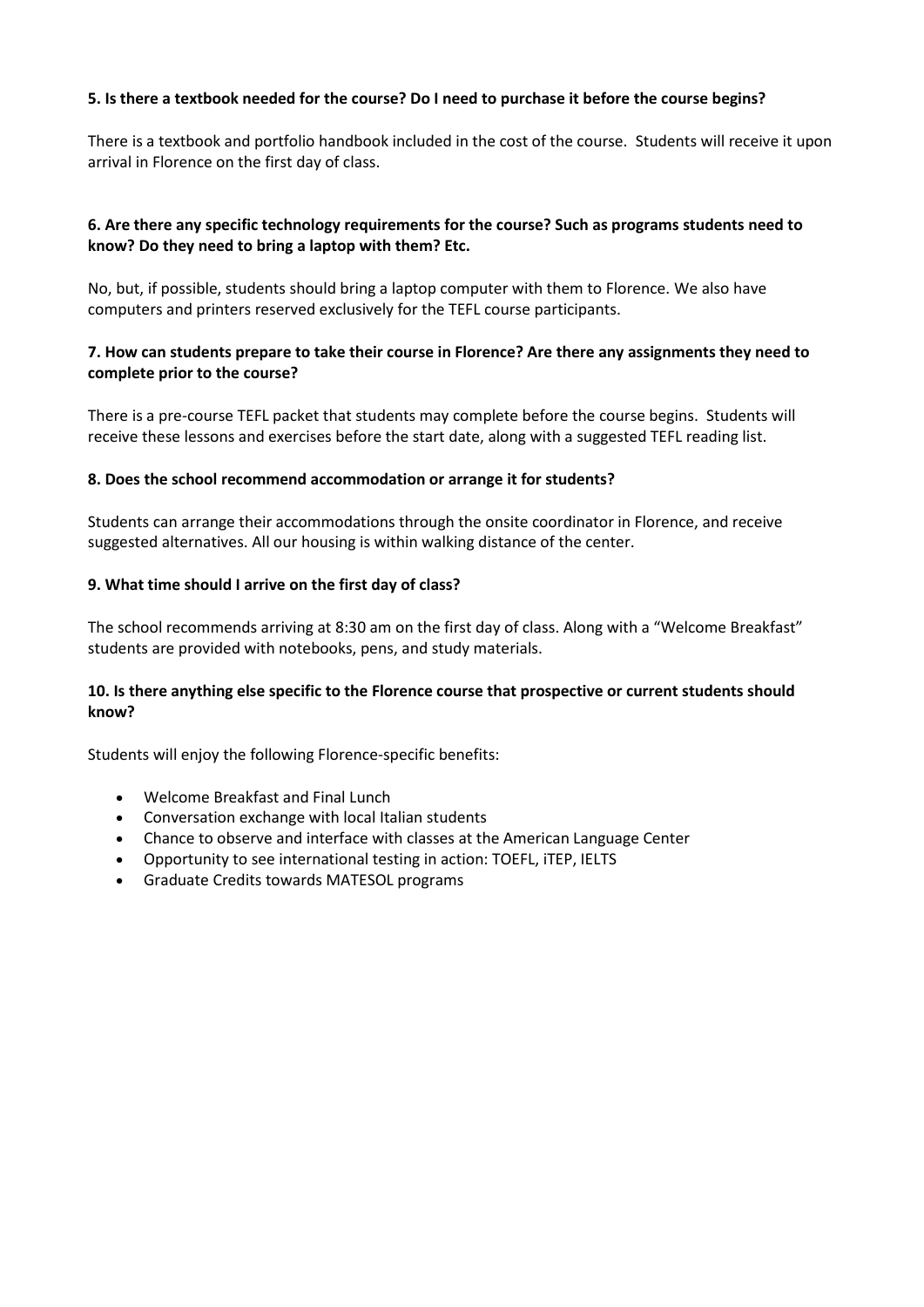**5. Is there a textbook needed for the course? Do I need to purchase it before the course begins?**

There is a textbook and portfolio handbook included in the cost of the course. Students will receive it upon arrival in Florence on the first day of class.

**6. Are there any specific technology requirements for the course? Such as programs students need to know? Do they need to bring a laptop with them? Etc.**

No, but, if possible, students should bring a laptop computer with them to Florence. We also have computers and printers reserved exclusively for the TEFL course participants.

**7. How can students prepare to take their course in Florence? Are there any assignments they need to complete prior to the course?**

There is a pre-course TEFL packet that students may complete before the course begins. Students will receive these lessons and exercises before the start date, along with a suggested TEFL reading list.

**8. Does the school recommend accommodation or arrange it for students?**

Students can arrange their accommodations through the onsite coordinator in Florence, and receive suggested alternatives. All our housing is within walking distance of the center.

**9. What time should I arrive on the first day of class?**

The school recommends arriving at 8:30 am on the first day of class. Along with a "Welcome Breakfast" students are provided with notebooks, pens, and study materials.

**10. Is there anything else specific to the Florence course that prospective or current students should know?**

Students will enjoy the following Florence-specific benefits:

- Welcome Breakfast and Final Lunch
- Conversation exchange with local Italian students
- Chance to observe and interface with classes at the American Language Center
- Opportunity to see international testing in action: TOEFL, iTEP, IELTS
- Graduate Credits towards MATESOL programs